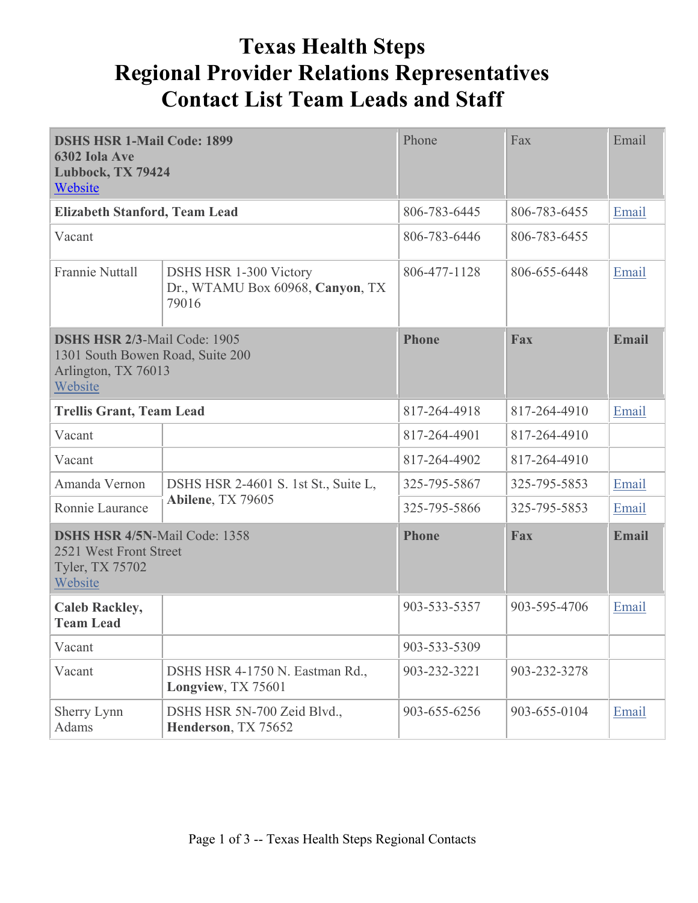# Texas Health Steps
# Regional Provider Relations Representatives
# Contact List Team Leads and Staff

| | | Phone | Fax | Email |
|---|---|---|---|---|
| **DSHS HSR 1-Mail Code: 1899**<br>**6302 Iola Ave**<br>**Lubbock, TX 79424**<br>Website | | Phone | Fax | Email |
| **Elizabeth Stanford, Team Lead** | | 806-783-6445 | 806-783-6455 | Email |
| Vacant | | 806-783-6446 | 806-783-6455 | |
| Frannie Nuttall | DSHS HSR 1-300 Victory Dr., WTAMU Box 60968, **Canyon**, TX 79016 | 806-477-1128 | 806-655-6448 | Email |
| **DSHS HSR 2/3**-Mail Code: 1905<br>1301 South Bowen Road, Suite 200<br>Arlington, TX 76013<br>Website | | **Phone** | **Fax** | **Email** |
| **Trellis Grant, Team Lead** | | 817-264-4918 | 817-264-4910 | Email |
| Vacant | | 817-264-4901 | 817-264-4910 | |
| Vacant | | 817-264-4902 | 817-264-4910 | |
| Amanda Vernon | DSHS HSR 2-4601 S. 1st St., Suite L, **Abilene**, TX 79605 | 325-795-5867 | 325-795-5853 | Email |
| Ronnie Laurance | | 325-795-5866 | 325-795-5853 | Email |
| **DSHS HSR 4/5N**-Mail Code: 1358<br>2521 West Front Street<br>Tyler, TX 75702<br>Website | | **Phone** | **Fax** | **Email** |
| **Caleb Rackley, Team Lead** | | 903-533-5357 | 903-595-4706 | Email |
| Vacant | | 903-533-5309 | | |
| Vacant | DSHS HSR 4-1750 N. Eastman Rd., **Longview**, TX 75601 | 903-232-3221 | 903-232-3278 | |
| Sherry Lynn Adams | DSHS HSR 5N-700 Zeid Blvd., **Henderson**, TX 75652 | 903-655-6256 | 903-655-0104 | Email |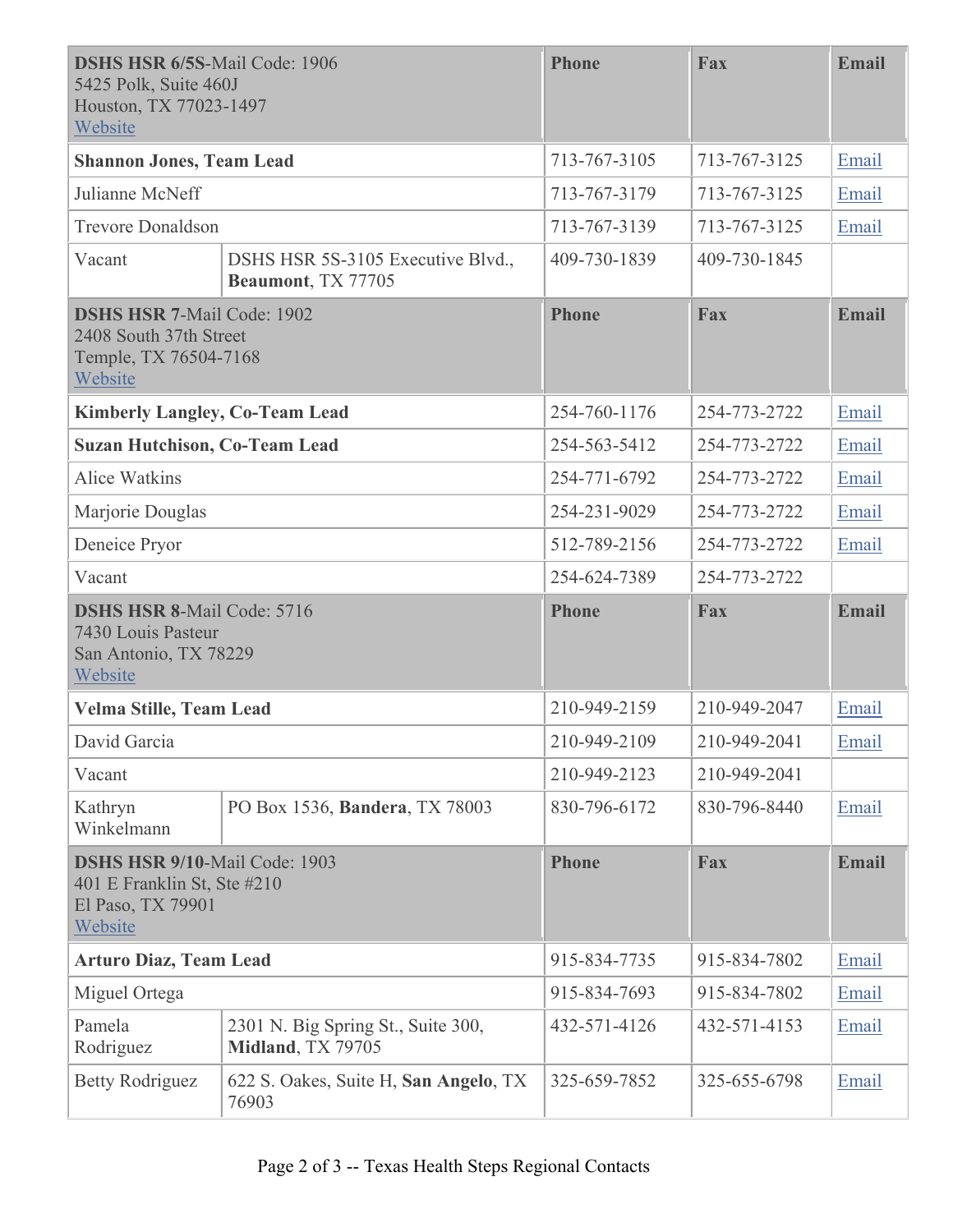| **DSHS HSR 6/5S**-Mail Code: 1906<br>5425 Polk, Suite 460J<br>Houston, TX 77023-1497<br>Website | | **Phone** | **Fax** | **Email** |
|---|---|---|---|---|
| **Shannon Jones, Team Lead** | | 713-767-3105 | 713-767-3125 | Email |
| Julianne McNeff | | 713-767-3179 | 713-767-3125 | Email |
| Trevore Donaldson | | 713-767-3139 | 713-767-3125 | Email |
| Vacant | DSHS HSR 5S-3105 Executive Blvd., **Beaumont**, TX 77705 | 409-730-1839 | 409-730-1845 | |
| **DSHS HSR 7**-Mail Code: 1902<br>2408 South 37th Street<br>Temple, TX 76504-7168<br>Website | | **Phone** | **Fax** | **Email** |
| **Kimberly Langley, Co-Team Lead** | | 254-760-1176 | 254-773-2722 | Email |
| **Suzan Hutchison, Co-Team Lead** | | 254-563-5412 | 254-773-2722 | Email |
| Alice Watkins | | 254-771-6792 | 254-773-2722 | Email |
| Marjorie Douglas | | 254-231-9029 | 254-773-2722 | Email |
| Deneice Pryor | | 512-789-2156 | 254-773-2722 | Email |
| Vacant | | 254-624-7389 | 254-773-2722 | |
| **DSHS HSR 8**-Mail Code: 5716<br>7430 Louis Pasteur<br>San Antonio, TX 78229<br>Website | | **Phone** | **Fax** | **Email** |
| **Velma Stille, Team Lead** | | 210-949-2159 | 210-949-2047 | Email |
| David Garcia | | 210-949-2109 | 210-949-2041 | Email |
| Vacant | | 210-949-2123 | 210-949-2041 | |
| Kathryn Winkelmann | PO Box 1536, **Bandera**, TX 78003 | 830-796-6172 | 830-796-8440 | Email |
| **DSHS HSR 9/10**-Mail Code: 1903<br>401 E Franklin St, Ste #210<br>El Paso, TX 79901<br>Website | | **Phone** | **Fax** | **Email** |
| **Arturo Diaz, Team Lead** | | 915-834-7735 | 915-834-7802 | Email |
| Miguel Ortega | | 915-834-7693 | 915-834-7802 | Email |
| Pamela Rodriguez | 2301 N. Big Spring St., Suite 300, **Midland**, TX 79705 | 432-571-4126 | 432-571-4153 | Email |
| Betty Rodriguez | 622 S. Oakes, Suite H, **San Angelo**, TX 76903 | 325-659-7852 | 325-655-6798 | Email |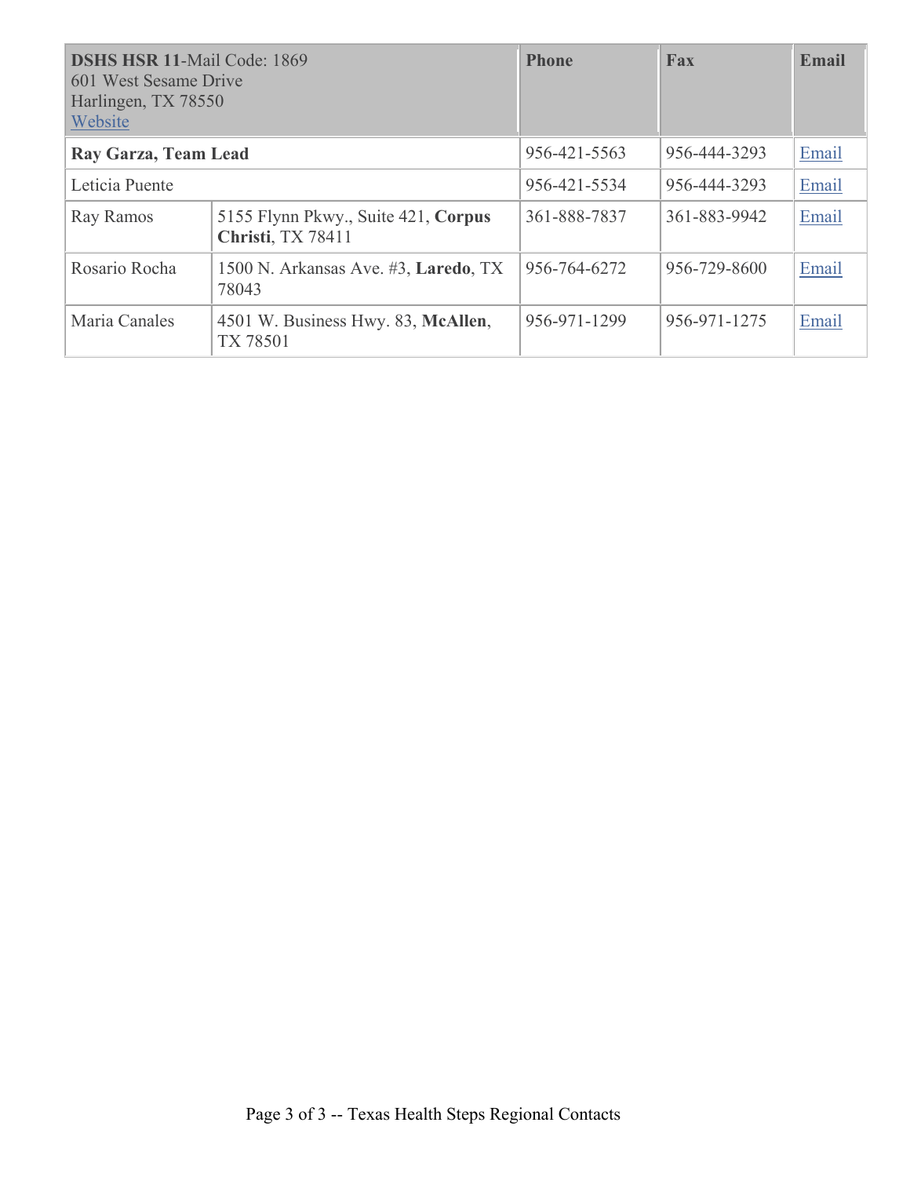| **DSHS HSR 11**-Mail Code: 1869<br>601 West Sesame Drive<br>Harlingen, TX 78550<br>Website | | **Phone** | **Fax** | **Email** |
|---|---|---|---|---|
| **Ray Garza, Team Lead** | | 956-421-5563 | 956-444-3293 | Email |
| Leticia Puente | | 956-421-5534 | 956-444-3293 | Email |
| Ray Ramos | 5155 Flynn Pkwy., Suite 421, **Corpus Christi**, TX 78411 | 361-888-7837 | 361-883-9942 | Email |
| Rosario Rocha | 1500 N. Arkansas Ave. #3, **Laredo**, TX 78043 | 956-764-6272 | 956-729-8600 | Email |
| Maria Canales | 4501 W. Business Hwy. 83, **McAllen**, TX 78501 | 956-971-1299 | 956-971-1275 | Email |